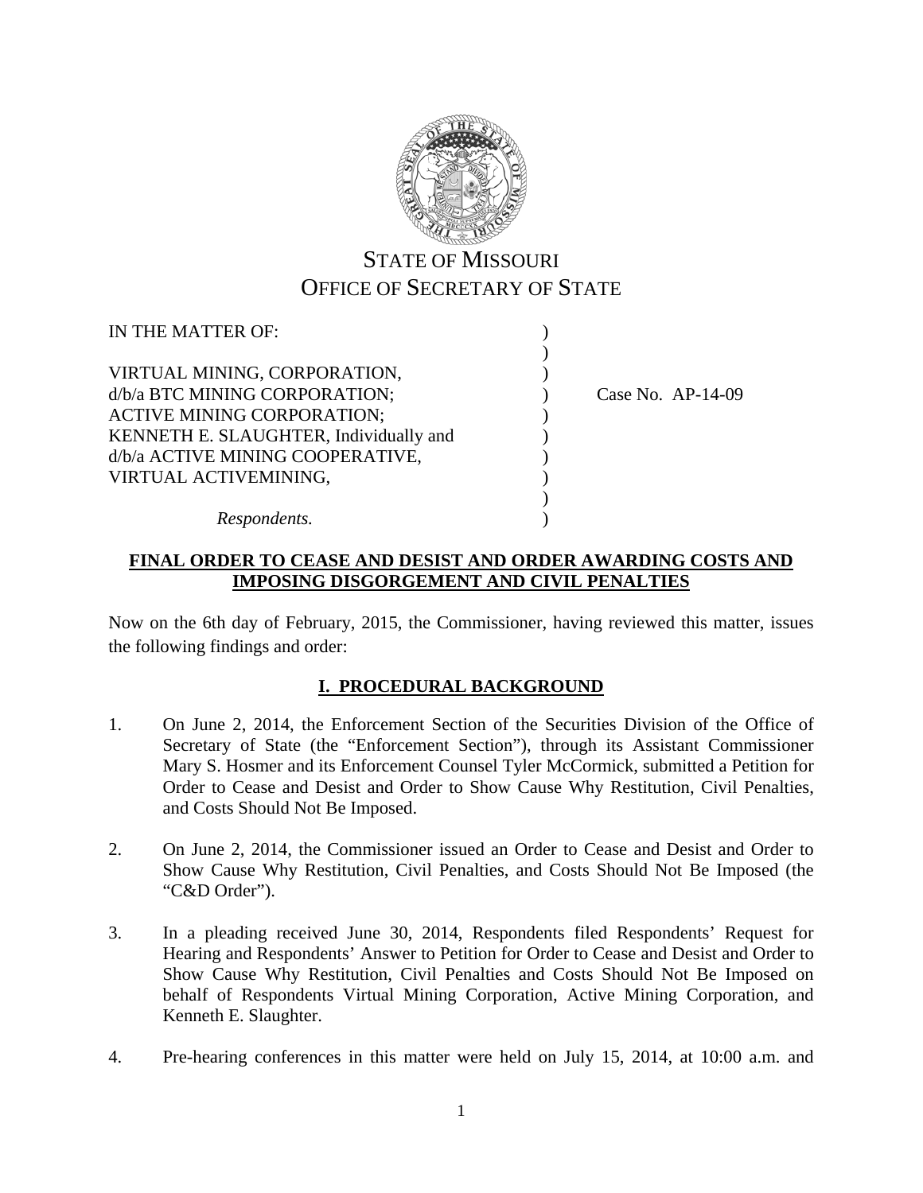# STATE OF MISSOURI
# OFFICE OF SECRETARY OF STATE

| | | |
|---|---|---|
| IN THE MATTER OF: | ) | |
| | ) | |
| VIRTUAL MINING, CORPORATION, | ) | |
| d/b/a BTC MINING CORPORATION; | ) | Case No. AP-14-09 |
| ACTIVE MINING CORPORATION; | ) | |
| KENNETH E. SLAUGHTER, Individually and | ) | |
| d/b/a ACTIVE MINING COOPERATIVE, | ) | |
| VIRTUAL ACTIVEMINING, | ) | |
| | ) | |
| *Respondents.* | ) | |

**FINAL ORDER TO CEASE AND DESIST AND ORDER AWARDING COSTS AND IMPOSING DISGORGEMENT AND CIVIL PENALTIES**

Now on the 6th day of February, 2015, the Commissioner, having reviewed this matter, issues the following findings and order:

## I. PROCEDURAL BACKGROUND

1. On June 2, 2014, the Enforcement Section of the Securities Division of the Office of Secretary of State (the "Enforcement Section"), through its Assistant Commissioner Mary S. Hosmer and its Enforcement Counsel Tyler McCormick, submitted a Petition for Order to Cease and Desist and Order to Show Cause Why Restitution, Civil Penalties, and Costs Should Not Be Imposed.

2. On June 2, 2014, the Commissioner issued an Order to Cease and Desist and Order to Show Cause Why Restitution, Civil Penalties, and Costs Should Not Be Imposed (the "C&D Order").

3. In a pleading received June 30, 2014, Respondents filed Respondents' Request for Hearing and Respondents' Answer to Petition for Order to Cease and Desist and Order to Show Cause Why Restitution, Civil Penalties and Costs Should Not Be Imposed on behalf of Respondents Virtual Mining Corporation, Active Mining Corporation, and Kenneth E. Slaughter.

4. Pre-hearing conferences in this matter were held on July 15, 2014, at 10:00 a.m. and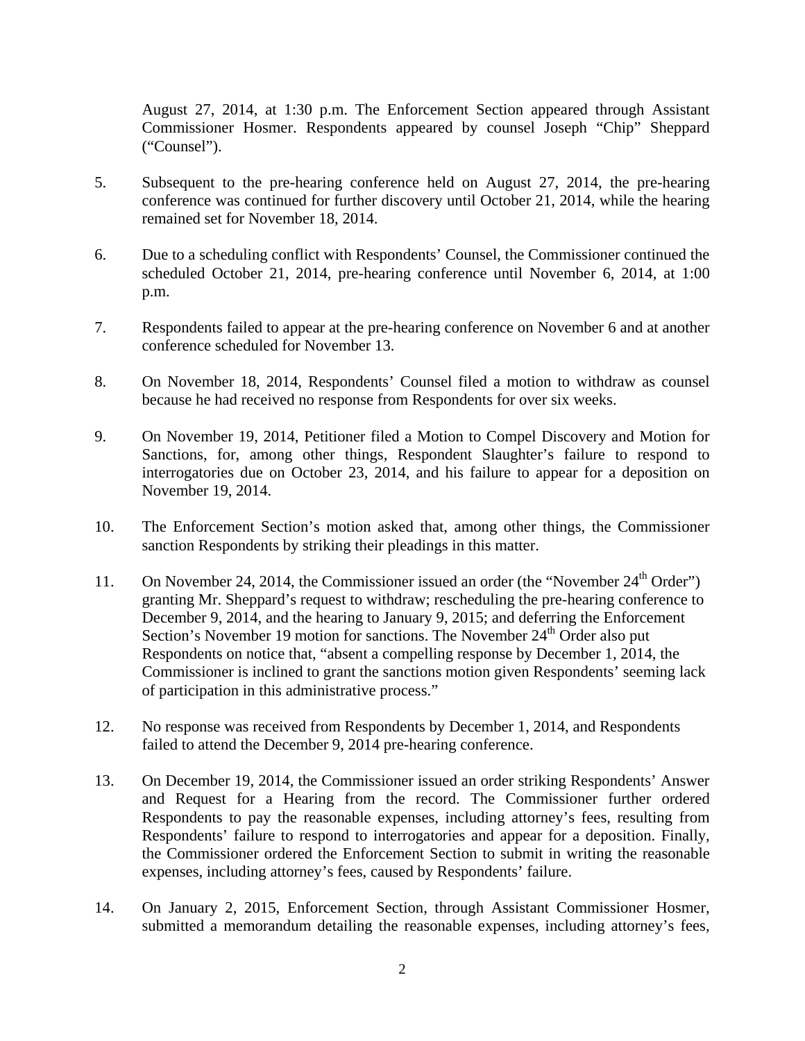August 27, 2014, at 1:30 p.m. The Enforcement Section appeared through Assistant Commissioner Hosmer. Respondents appeared by counsel Joseph "Chip" Sheppard ("Counsel").

5. Subsequent to the pre-hearing conference held on August 27, 2014, the pre-hearing conference was continued for further discovery until October 21, 2014, while the hearing remained set for November 18, 2014.

6. Due to a scheduling conflict with Respondents' Counsel, the Commissioner continued the scheduled October 21, 2014, pre-hearing conference until November 6, 2014, at 1:00 p.m.

7. Respondents failed to appear at the pre-hearing conference on November 6 and at another conference scheduled for November 13.

8. On November 18, 2014, Respondents' Counsel filed a motion to withdraw as counsel because he had received no response from Respondents for over six weeks.

9. On November 19, 2014, Petitioner filed a Motion to Compel Discovery and Motion for Sanctions, for, among other things, Respondent Slaughter's failure to respond to interrogatories due on October 23, 2014, and his failure to appear for a deposition on November 19, 2014.

10. The Enforcement Section's motion asked that, among other things, the Commissioner sanction Respondents by striking their pleadings in this matter.

11. On November 24, 2014, the Commissioner issued an order (the "November 24th Order") granting Mr. Sheppard's request to withdraw; rescheduling the pre-hearing conference to December 9, 2014, and the hearing to January 9, 2015; and deferring the Enforcement Section's November 19 motion for sanctions. The November 24th Order also put Respondents on notice that, "absent a compelling response by December 1, 2014, the Commissioner is inclined to grant the sanctions motion given Respondents' seeming lack of participation in this administrative process."

12. No response was received from Respondents by December 1, 2014, and Respondents failed to attend the December 9, 2014 pre-hearing conference.

13. On December 19, 2014, the Commissioner issued an order striking Respondents' Answer and Request for a Hearing from the record. The Commissioner further ordered Respondents to pay the reasonable expenses, including attorney's fees, resulting from Respondents' failure to respond to interrogatories and appear for a deposition. Finally, the Commissioner ordered the Enforcement Section to submit in writing the reasonable expenses, including attorney's fees, caused by Respondents' failure.

14. On January 2, 2015, Enforcement Section, through Assistant Commissioner Hosmer, submitted a memorandum detailing the reasonable expenses, including attorney's fees,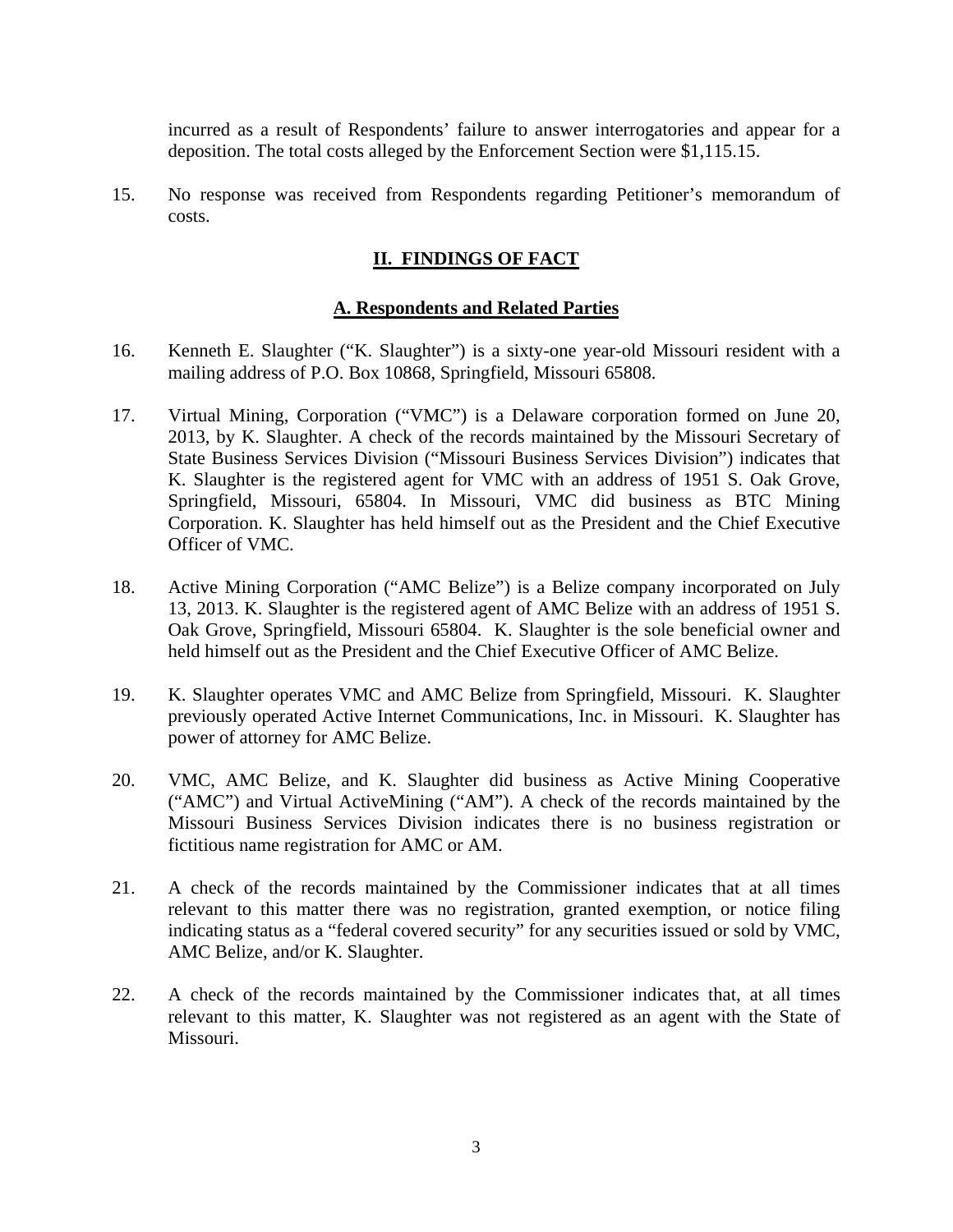incurred as a result of Respondents' failure to answer interrogatories and appear for a deposition. The total costs alleged by the Enforcement Section were $1,115.15.

15. No response was received from Respondents regarding Petitioner's memorandum of costs.

## II. FINDINGS OF FACT

### A. Respondents and Related Parties

16. Kenneth E. Slaughter ("K. Slaughter") is a sixty-one year-old Missouri resident with a mailing address of P.O. Box 10868, Springfield, Missouri 65808.

17. Virtual Mining, Corporation ("VMC") is a Delaware corporation formed on June 20, 2013, by K. Slaughter. A check of the records maintained by the Missouri Secretary of State Business Services Division ("Missouri Business Services Division") indicates that K. Slaughter is the registered agent for VMC with an address of 1951 S. Oak Grove, Springfield, Missouri, 65804. In Missouri, VMC did business as BTC Mining Corporation. K. Slaughter has held himself out as the President and the Chief Executive Officer of VMC.

18. Active Mining Corporation ("AMC Belize") is a Belize company incorporated on July 13, 2013. K. Slaughter is the registered agent of AMC Belize with an address of 1951 S. Oak Grove, Springfield, Missouri 65804. K. Slaughter is the sole beneficial owner and held himself out as the President and the Chief Executive Officer of AMC Belize.

19. K. Slaughter operates VMC and AMC Belize from Springfield, Missouri. K. Slaughter previously operated Active Internet Communications, Inc. in Missouri. K. Slaughter has power of attorney for AMC Belize.

20. VMC, AMC Belize, and K. Slaughter did business as Active Mining Cooperative ("AMC") and Virtual ActiveMining ("AM"). A check of the records maintained by the Missouri Business Services Division indicates there is no business registration or fictitious name registration for AMC or AM.

21. A check of the records maintained by the Commissioner indicates that at all times relevant to this matter there was no registration, granted exemption, or notice filing indicating status as a "federal covered security" for any securities issued or sold by VMC, AMC Belize, and/or K. Slaughter.

22. A check of the records maintained by the Commissioner indicates that, at all times relevant to this matter, K. Slaughter was not registered as an agent with the State of Missouri.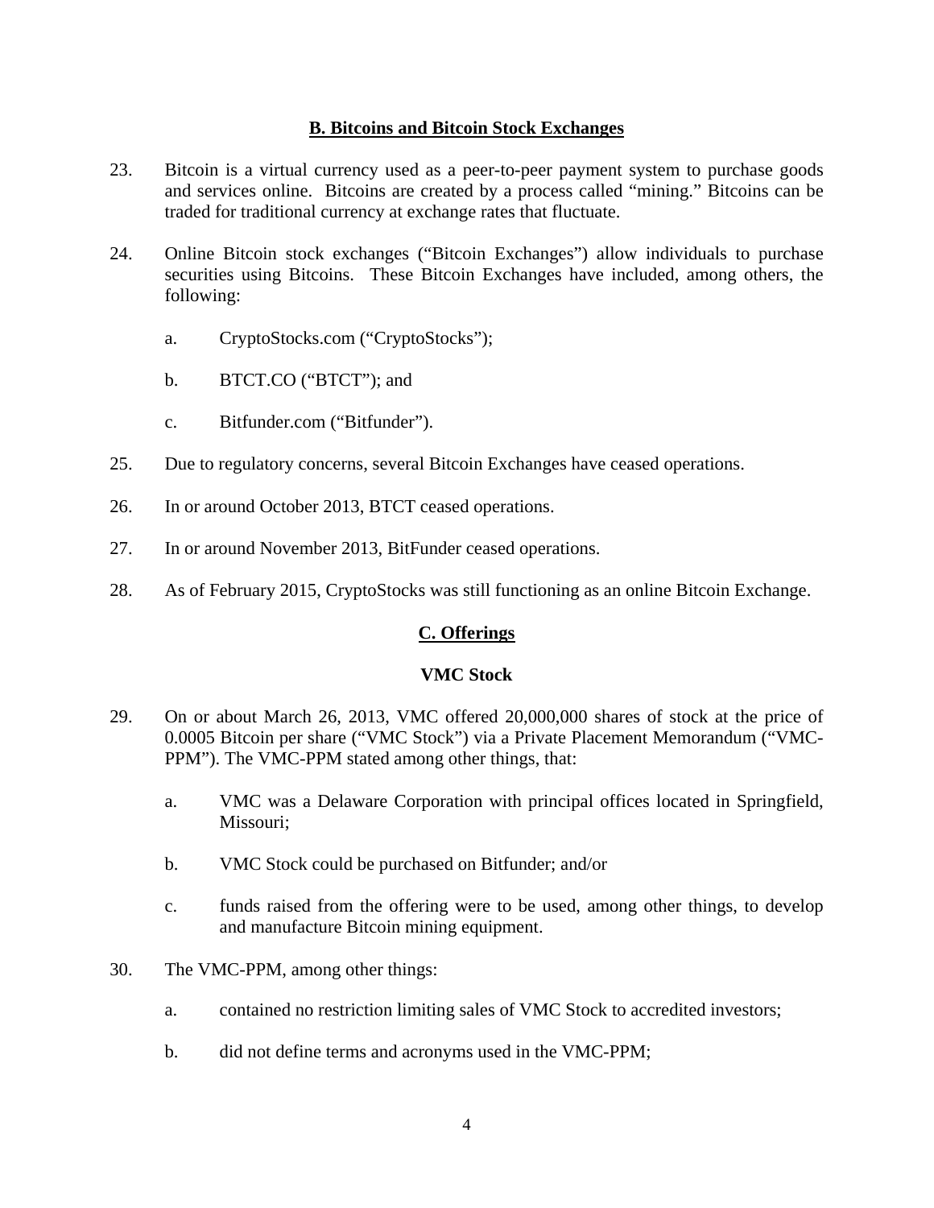## B. Bitcoins and Bitcoin Stock Exchanges

23. Bitcoin is a virtual currency used as a peer-to-peer payment system to purchase goods and services online. Bitcoins are created by a process called "mining." Bitcoins can be traded for traditional currency at exchange rates that fluctuate.

24. Online Bitcoin stock exchanges ("Bitcoin Exchanges") allow individuals to purchase securities using Bitcoins. These Bitcoin Exchanges have included, among others, the following:

    a. CryptoStocks.com ("CryptoStocks");

    b. BTCT.CO ("BTCT"); and

    c. Bitfunder.com ("Bitfunder").

25. Due to regulatory concerns, several Bitcoin Exchanges have ceased operations.

26. In or around October 2013, BTCT ceased operations.

27. In or around November 2013, BitFunder ceased operations.

28. As of February 2015, CryptoStocks was still functioning as an online Bitcoin Exchange.

## C. Offerings

### VMC Stock

29. On or about March 26, 2013, VMC offered 20,000,000 shares of stock at the price of 0.0005 Bitcoin per share ("VMC Stock") via a Private Placement Memorandum ("VMC-PPM"). The VMC-PPM stated among other things, that:

    a. VMC was a Delaware Corporation with principal offices located in Springfield, Missouri;

    b. VMC Stock could be purchased on Bitfunder; and/or

    c. funds raised from the offering were to be used, among other things, to develop and manufacture Bitcoin mining equipment.

30. The VMC-PPM, among other things:

    a. contained no restriction limiting sales of VMC Stock to accredited investors;

    b. did not define terms and acronyms used in the VMC-PPM;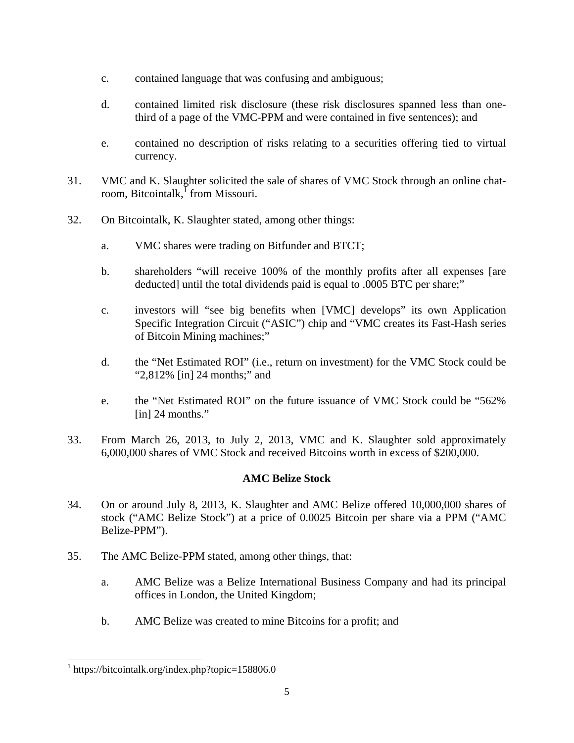c. contained language that was confusing and ambiguous;

d. contained limited risk disclosure (these risk disclosures spanned less than one-third of a page of the VMC-PPM and were contained in five sentences); and

e. contained no description of risks relating to a securities offering tied to virtual currency.

31. VMC and K. Slaughter solicited the sale of shares of VMC Stock through an online chat-room, Bitcointalk,[1] from Missouri.

32. On Bitcointalk, K. Slaughter stated, among other things:

a. VMC shares were trading on Bitfunder and BTCT;

b. shareholders "will receive 100% of the monthly profits after all expenses [are deducted] until the total dividends paid is equal to .0005 BTC per share;"

c. investors will "see big benefits when [VMC] develops" its own Application Specific Integration Circuit ("ASIC") chip and "VMC creates its Fast-Hash series of Bitcoin Mining machines;"

d. the "Net Estimated ROI" (i.e., return on investment) for the VMC Stock could be "2,812% [in] 24 months;" and

e. the "Net Estimated ROI" on the future issuance of VMC Stock could be "562% [in] 24 months."

33. From March 26, 2013, to July 2, 2013, VMC and K. Slaughter sold approximately 6,000,000 shares of VMC Stock and received Bitcoins worth in excess of $200,000.

### AMC Belize Stock

34. On or around July 8, 2013, K. Slaughter and AMC Belize offered 10,000,000 shares of stock ("AMC Belize Stock") at a price of 0.0025 Bitcoin per share via a PPM ("AMC Belize-PPM").

35. The AMC Belize-PPM stated, among other things, that:

a. AMC Belize was a Belize International Business Company and had its principal offices in London, the United Kingdom;

b. AMC Belize was created to mine Bitcoins for a profit; and

---

[1] https://bitcointalk.org/index.php?topic=158806.0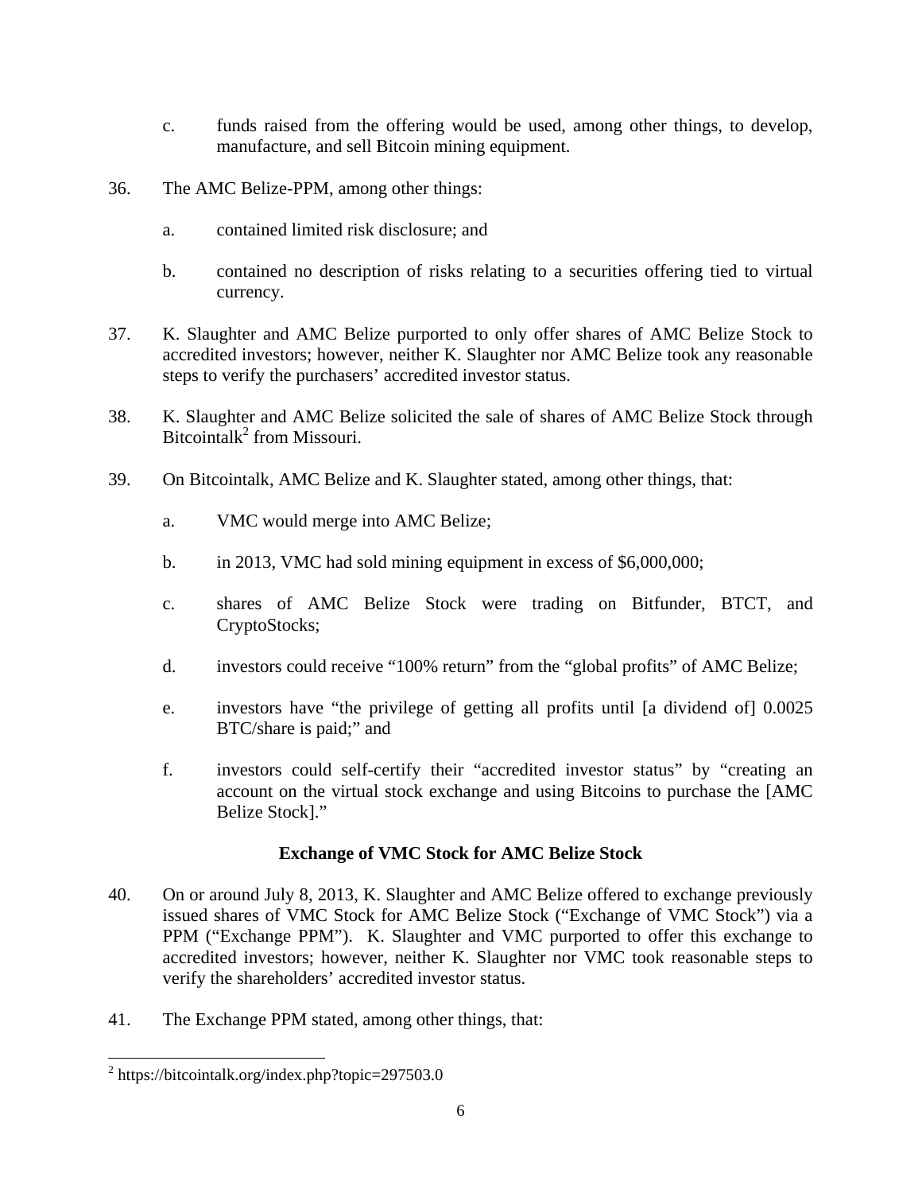c. funds raised from the offering would be used, among other things, to develop, manufacture, and sell Bitcoin mining equipment.

36. The AMC Belize-PPM, among other things:

   a. contained limited risk disclosure; and

   b. contained no description of risks relating to a securities offering tied to virtual currency.

37. K. Slaughter and AMC Belize purported to only offer shares of AMC Belize Stock to accredited investors; however, neither K. Slaughter nor AMC Belize took any reasonable steps to verify the purchasers' accredited investor status.

38. K. Slaughter and AMC Belize solicited the sale of shares of AMC Belize Stock through Bitcointalk[2] from Missouri.

39. On Bitcointalk, AMC Belize and K. Slaughter stated, among other things, that:

   a. VMC would merge into AMC Belize;

   b. in 2013, VMC had sold mining equipment in excess of $6,000,000;

   c. shares of AMC Belize Stock were trading on Bitfunder, BTCT, and CryptoStocks;

   d. investors could receive "100% return" from the "global profits" of AMC Belize;

   e. investors have "the privilege of getting all profits until [a dividend of] 0.0025 BTC/share is paid;" and

   f. investors could self-certify their "accredited investor status" by "creating an account on the virtual stock exchange and using Bitcoins to purchase the [AMC Belize Stock]."

### Exchange of VMC Stock for AMC Belize Stock

40. On or around July 8, 2013, K. Slaughter and AMC Belize offered to exchange previously issued shares of VMC Stock for AMC Belize Stock ("Exchange of VMC Stock") via a PPM ("Exchange PPM"). K. Slaughter and VMC purported to offer this exchange to accredited investors; however, neither K. Slaughter nor VMC took reasonable steps to verify the shareholders' accredited investor status.

41. The Exchange PPM stated, among other things, that:

---

[2] https://bitcointalk.org/index.php?topic=297503.0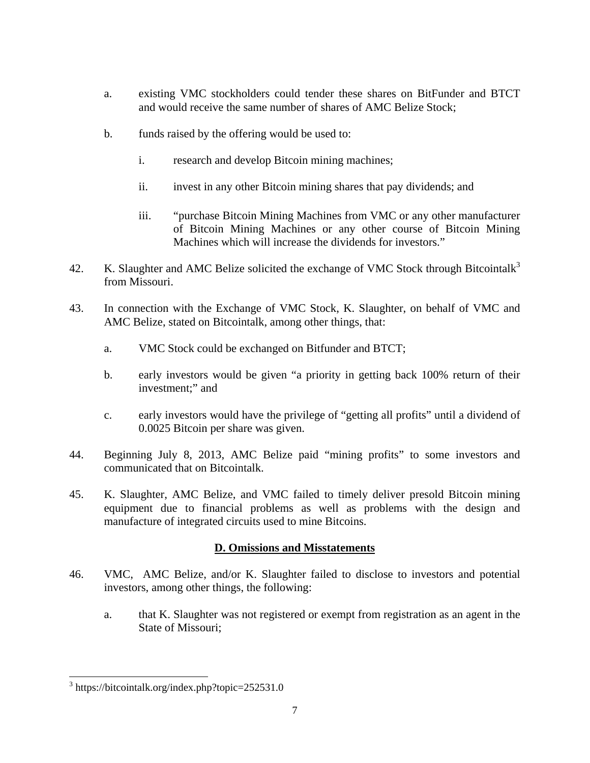a. existing VMC stockholders could tender these shares on BitFunder and BTCT and would receive the same number of shares of AMC Belize Stock;

b. funds raised by the offering would be used to:

   i. research and develop Bitcoin mining machines;

   ii. invest in any other Bitcoin mining shares that pay dividends; and

   iii. "purchase Bitcoin Mining Machines from VMC or any other manufacturer of Bitcoin Mining Machines or any other course of Bitcoin Mining Machines which will increase the dividends for investors."

42. K. Slaughter and AMC Belize solicited the exchange of VMC Stock through Bitcointalk[3] from Missouri.

43. In connection with the Exchange of VMC Stock, K. Slaughter, on behalf of VMC and AMC Belize, stated on Bitcointalk, among other things, that:

   a. VMC Stock could be exchanged on Bitfunder and BTCT;

   b. early investors would be given "a priority in getting back 100% return of their investment;" and

   c. early investors would have the privilege of "getting all profits" until a dividend of 0.0025 Bitcoin per share was given.

44. Beginning July 8, 2013, AMC Belize paid "mining profits" to some investors and communicated that on Bitcointalk.

45. K. Slaughter, AMC Belize, and VMC failed to timely deliver presold Bitcoin mining equipment due to financial problems as well as problems with the design and manufacture of integrated circuits used to mine Bitcoins.

## D. Omissions and Misstatements

46. VMC, AMC Belize, and/or K. Slaughter failed to disclose to investors and potential investors, among other things, the following:

   a. that K. Slaughter was not registered or exempt from registration as an agent in the State of Missouri;

[3] https://bitcointalk.org/index.php?topic=252531.0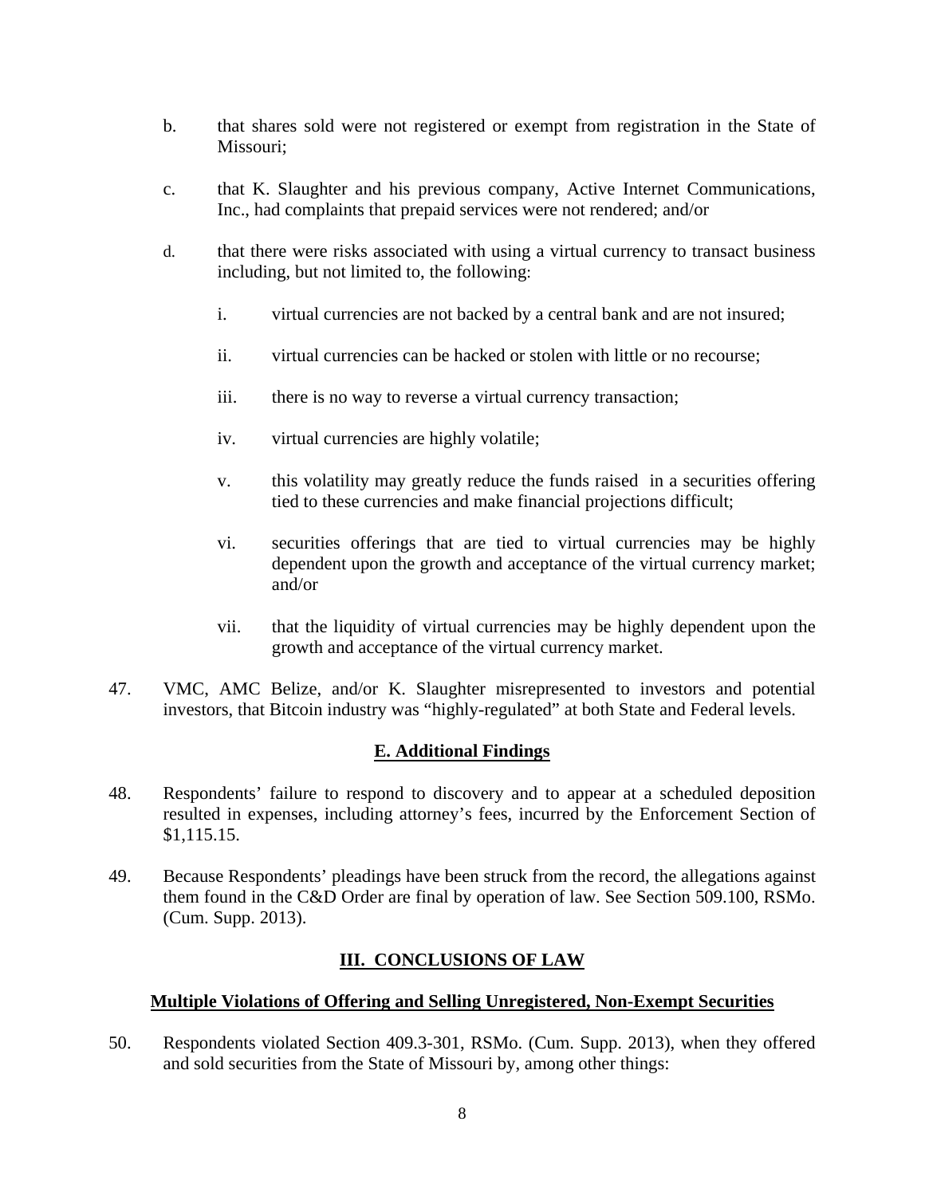b. that shares sold were not registered or exempt from registration in the State of Missouri;

c. that K. Slaughter and his previous company, Active Internet Communications, Inc., had complaints that prepaid services were not rendered; and/or

d. that there were risks associated with using a virtual currency to transact business including, but not limited to, the following:

   i. virtual currencies are not backed by a central bank and are not insured;

   ii. virtual currencies can be hacked or stolen with little or no recourse;

   iii. there is no way to reverse a virtual currency transaction;

   iv. virtual currencies are highly volatile;

   v. this volatility may greatly reduce the funds raised in a securities offering tied to these currencies and make financial projections difficult;

   vi. securities offerings that are tied to virtual currencies may be highly dependent upon the growth and acceptance of the virtual currency market; and/or

   vii. that the liquidity of virtual currencies may be highly dependent upon the growth and acceptance of the virtual currency market.

47. VMC, AMC Belize, and/or K. Slaughter misrepresented to investors and potential investors, that Bitcoin industry was "highly-regulated" at both State and Federal levels.

## E. Additional Findings

48. Respondents' failure to respond to discovery and to appear at a scheduled deposition resulted in expenses, including attorney's fees, incurred by the Enforcement Section of $1,115.15.

49. Because Respondents' pleadings have been struck from the record, the allegations against them found in the C&D Order are final by operation of law. See Section 509.100, RSMo. (Cum. Supp. 2013).

## III. CONCLUSIONS OF LAW

### Multiple Violations of Offering and Selling Unregistered, Non-Exempt Securities

50. Respondents violated Section 409.3-301, RSMo. (Cum. Supp. 2013), when they offered and sold securities from the State of Missouri by, among other things: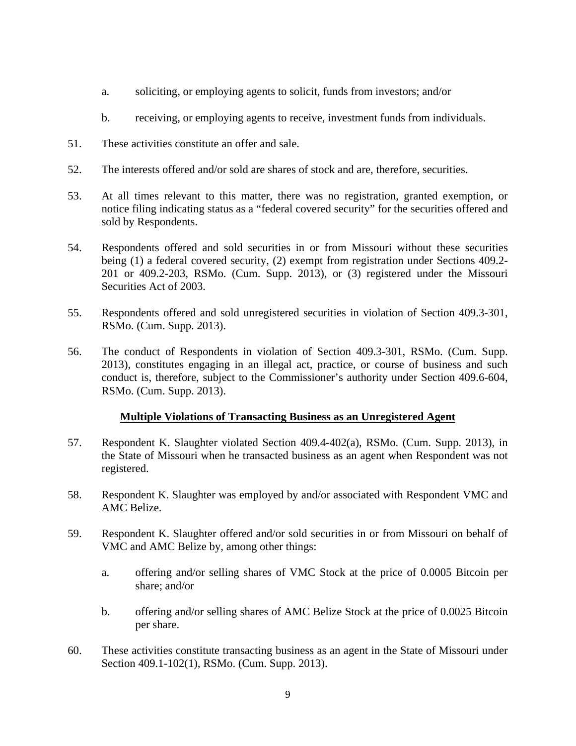a. soliciting, or employing agents to solicit, funds from investors; and/or

b. receiving, or employing agents to receive, investment funds from individuals.

51. These activities constitute an offer and sale.

52. The interests offered and/or sold are shares of stock and are, therefore, securities.

53. At all times relevant to this matter, there was no registration, granted exemption, or notice filing indicating status as a "federal covered security" for the securities offered and sold by Respondents.

54. Respondents offered and sold securities in or from Missouri without these securities being (1) a federal covered security, (2) exempt from registration under Sections 409.2-201 or 409.2-203, RSMo. (Cum. Supp. 2013), or (3) registered under the Missouri Securities Act of 2003.

55. Respondents offered and sold unregistered securities in violation of Section 409.3-301, RSMo. (Cum. Supp. 2013).

56. The conduct of Respondents in violation of Section 409.3-301, RSMo. (Cum. Supp. 2013), constitutes engaging in an illegal act, practice, or course of business and such conduct is, therefore, subject to the Commissioner's authority under Section 409.6-604, RSMo. (Cum. Supp. 2013).

**Multiple Violations of Transacting Business as an Unregistered Agent**

57. Respondent K. Slaughter violated Section 409.4-402(a), RSMo. (Cum. Supp. 2013), in the State of Missouri when he transacted business as an agent when Respondent was not registered.

58. Respondent K. Slaughter was employed by and/or associated with Respondent VMC and AMC Belize.

59. Respondent K. Slaughter offered and/or sold securities in or from Missouri on behalf of VMC and AMC Belize by, among other things:

a. offering and/or selling shares of VMC Stock at the price of 0.0005 Bitcoin per share; and/or

b. offering and/or selling shares of AMC Belize Stock at the price of 0.0025 Bitcoin per share.

60. These activities constitute transacting business as an agent in the State of Missouri under Section 409.1-102(1), RSMo. (Cum. Supp. 2013).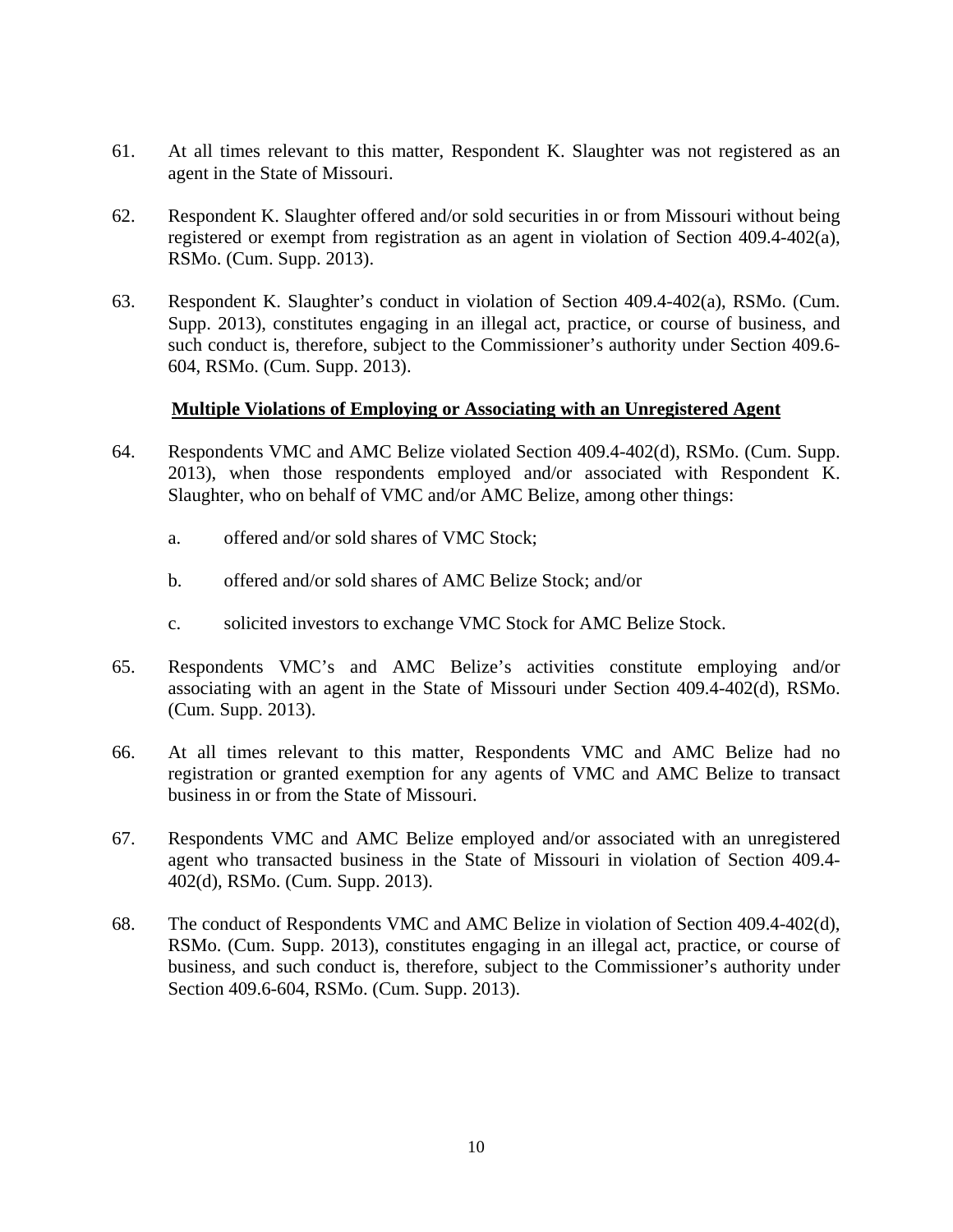61. At all times relevant to this matter, Respondent K. Slaughter was not registered as an agent in the State of Missouri.

62. Respondent K. Slaughter offered and/or sold securities in or from Missouri without being registered or exempt from registration as an agent in violation of Section 409.4-402(a), RSMo. (Cum. Supp. 2013).

63. Respondent K. Slaughter's conduct in violation of Section 409.4-402(a), RSMo. (Cum. Supp. 2013), constitutes engaging in an illegal act, practice, or course of business, and such conduct is, therefore, subject to the Commissioner's authority under Section 409.6-604, RSMo. (Cum. Supp. 2013).

**Multiple Violations of Employing or Associating with an Unregistered Agent**

64. Respondents VMC and AMC Belize violated Section 409.4-402(d), RSMo. (Cum. Supp. 2013), when those respondents employed and/or associated with Respondent K. Slaughter, who on behalf of VMC and/or AMC Belize, among other things:

    a. offered and/or sold shares of VMC Stock;

    b. offered and/or sold shares of AMC Belize Stock; and/or

    c. solicited investors to exchange VMC Stock for AMC Belize Stock.

65. Respondents VMC's and AMC Belize's activities constitute employing and/or associating with an agent in the State of Missouri under Section 409.4-402(d), RSMo. (Cum. Supp. 2013).

66. At all times relevant to this matter, Respondents VMC and AMC Belize had no registration or granted exemption for any agents of VMC and AMC Belize to transact business in or from the State of Missouri.

67. Respondents VMC and AMC Belize employed and/or associated with an unregistered agent who transacted business in the State of Missouri in violation of Section 409.4-402(d), RSMo. (Cum. Supp. 2013).

68. The conduct of Respondents VMC and AMC Belize in violation of Section 409.4-402(d), RSMo. (Cum. Supp. 2013), constitutes engaging in an illegal act, practice, or course of business, and such conduct is, therefore, subject to the Commissioner's authority under Section 409.6-604, RSMo. (Cum. Supp. 2013).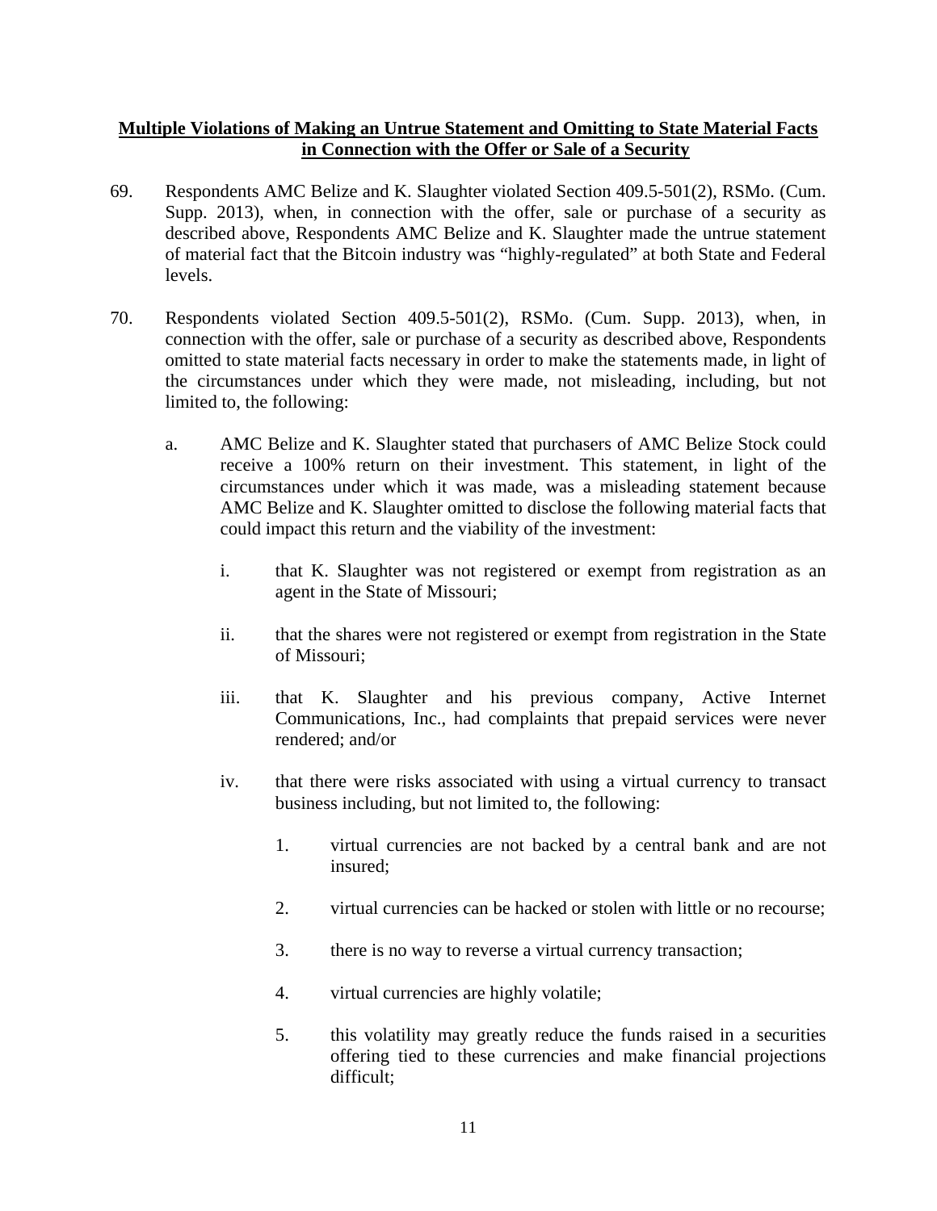**Multiple Violations of Making an Untrue Statement and Omitting to State Material Facts in Connection with the Offer or Sale of a Security**

69. Respondents AMC Belize and K. Slaughter violated Section 409.5-501(2), RSMo. (Cum. Supp. 2013), when, in connection with the offer, sale or purchase of a security as described above, Respondents AMC Belize and K. Slaughter made the untrue statement of material fact that the Bitcoin industry was "highly-regulated" at both State and Federal levels.

70. Respondents violated Section 409.5-501(2), RSMo. (Cum. Supp. 2013), when, in connection with the offer, sale or purchase of a security as described above, Respondents omitted to state material facts necessary in order to make the statements made, in light of the circumstances under which they were made, not misleading, including, but not limited to, the following:

    a. AMC Belize and K. Slaughter stated that purchasers of AMC Belize Stock could receive a 100% return on their investment. This statement, in light of the circumstances under which it was made, was a misleading statement because AMC Belize and K. Slaughter omitted to disclose the following material facts that could impact this return and the viability of the investment:

        i. that K. Slaughter was not registered or exempt from registration as an agent in the State of Missouri;

        ii. that the shares were not registered or exempt from registration in the State of Missouri;

        iii. that K. Slaughter and his previous company, Active Internet Communications, Inc., had complaints that prepaid services were never rendered; and/or

        iv. that there were risks associated with using a virtual currency to transact business including, but not limited to, the following:

            1. virtual currencies are not backed by a central bank and are not insured;

            2. virtual currencies can be hacked or stolen with little or no recourse;

            3. there is no way to reverse a virtual currency transaction;

            4. virtual currencies are highly volatile;

            5. this volatility may greatly reduce the funds raised in a securities offering tied to these currencies and make financial projections difficult;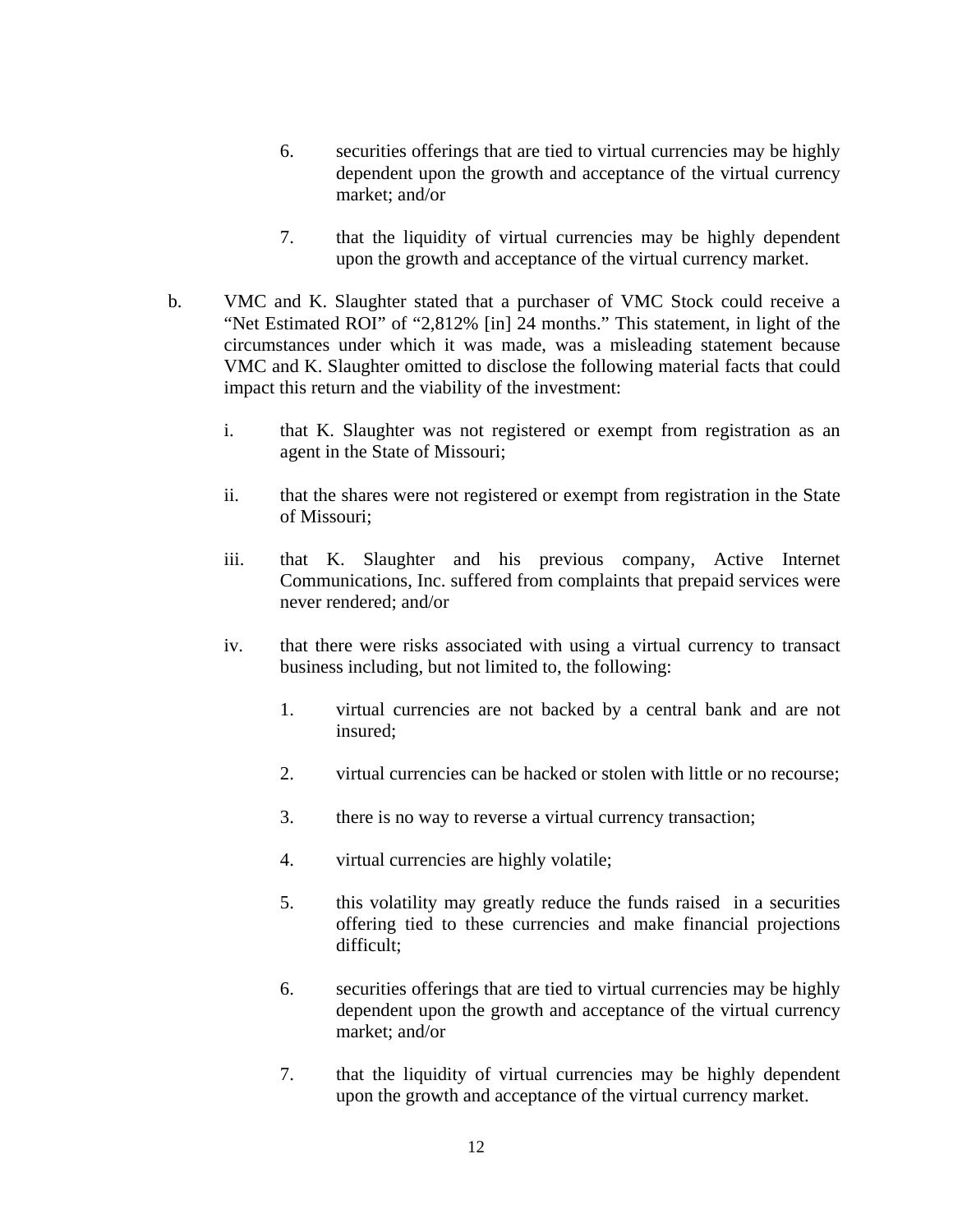6. securities offerings that are tied to virtual currencies may be highly dependent upon the growth and acceptance of the virtual currency market; and/or

7. that the liquidity of virtual currencies may be highly dependent upon the growth and acceptance of the virtual currency market.

b. VMC and K. Slaughter stated that a purchaser of VMC Stock could receive a "Net Estimated ROI" of "2,812% [in] 24 months." This statement, in light of the circumstances under which it was made, was a misleading statement because VMC and K. Slaughter omitted to disclose the following material facts that could impact this return and the viability of the investment:

   i. that K. Slaughter was not registered or exempt from registration as an agent in the State of Missouri;

   ii. that the shares were not registered or exempt from registration in the State of Missouri;

   iii. that K. Slaughter and his previous company, Active Internet Communications, Inc. suffered from complaints that prepaid services were never rendered; and/or

   iv. that there were risks associated with using a virtual currency to transact business including, but not limited to, the following:

      1. virtual currencies are not backed by a central bank and are not insured;

      2. virtual currencies can be hacked or stolen with little or no recourse;

      3. there is no way to reverse a virtual currency transaction;

      4. virtual currencies are highly volatile;

      5. this volatility may greatly reduce the funds raised in a securities offering tied to these currencies and make financial projections difficult;

      6. securities offerings that are tied to virtual currencies may be highly dependent upon the growth and acceptance of the virtual currency market; and/or

      7. that the liquidity of virtual currencies may be highly dependent upon the growth and acceptance of the virtual currency market.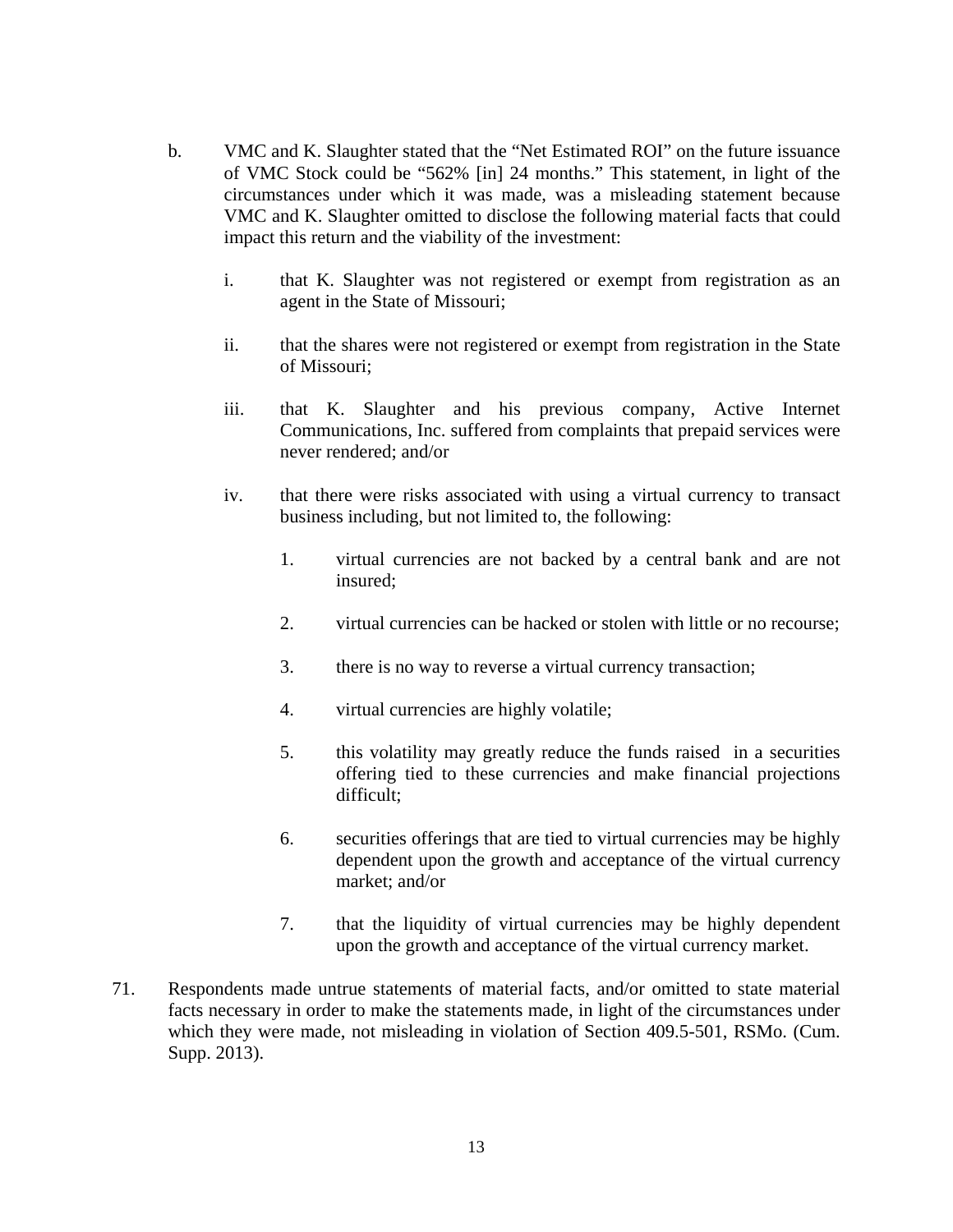b. VMC and K. Slaughter stated that the "Net Estimated ROI" on the future issuance of VMC Stock could be "562% [in] 24 months." This statement, in light of the circumstances under which it was made, was a misleading statement because VMC and K. Slaughter omitted to disclose the following material facts that could impact this return and the viability of the investment:

   i. that K. Slaughter was not registered or exempt from registration as an agent in the State of Missouri;

   ii. that the shares were not registered or exempt from registration in the State of Missouri;

   iii. that K. Slaughter and his previous company, Active Internet Communications, Inc. suffered from complaints that prepaid services were never rendered; and/or

   iv. that there were risks associated with using a virtual currency to transact business including, but not limited to, the following:

      1. virtual currencies are not backed by a central bank and are not insured;

      2. virtual currencies can be hacked or stolen with little or no recourse;

      3. there is no way to reverse a virtual currency transaction;

      4. virtual currencies are highly volatile;

      5. this volatility may greatly reduce the funds raised in a securities offering tied to these currencies and make financial projections difficult;

      6. securities offerings that are tied to virtual currencies may be highly dependent upon the growth and acceptance of the virtual currency market; and/or

      7. that the liquidity of virtual currencies may be highly dependent upon the growth and acceptance of the virtual currency market.

71. Respondents made untrue statements of material facts, and/or omitted to state material facts necessary in order to make the statements made, in light of the circumstances under which they were made, not misleading in violation of Section 409.5-501, RSMo. (Cum. Supp. 2013).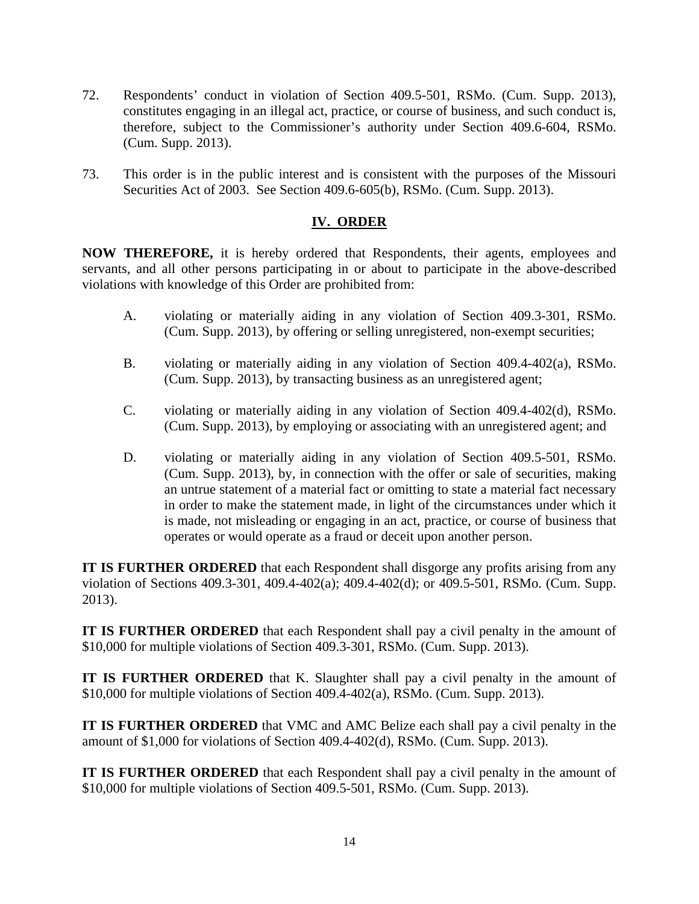72. Respondents' conduct in violation of Section 409.5-501, RSMo. (Cum. Supp. 2013), constitutes engaging in an illegal act, practice, or course of business, and such conduct is, therefore, subject to the Commissioner's authority under Section 409.6-604, RSMo. (Cum. Supp. 2013).

73. This order is in the public interest and is consistent with the purposes of the Missouri Securities Act of 2003. See Section 409.6-605(b), RSMo. (Cum. Supp. 2013).

## IV. ORDER

**NOW THEREFORE,** it is hereby ordered that Respondents, their agents, employees and servants, and all other persons participating in or about to participate in the above-described violations with knowledge of this Order are prohibited from:

A. violating or materially aiding in any violation of Section 409.3-301, RSMo. (Cum. Supp. 2013), by offering or selling unregistered, non-exempt securities;

B. violating or materially aiding in any violation of Section 409.4-402(a), RSMo. (Cum. Supp. 2013), by transacting business as an unregistered agent;

C. violating or materially aiding in any violation of Section 409.4-402(d), RSMo. (Cum. Supp. 2013), by employing or associating with an unregistered agent; and

D. violating or materially aiding in any violation of Section 409.5-501, RSMo. (Cum. Supp. 2013), by, in connection with the offer or sale of securities, making an untrue statement of a material fact or omitting to state a material fact necessary in order to make the statement made, in light of the circumstances under which it is made, not misleading or engaging in an act, practice, or course of business that operates or would operate as a fraud or deceit upon another person.

**IT IS FURTHER ORDERED** that each Respondent shall disgorge any profits arising from any violation of Sections 409.3-301, 409.4-402(a); 409.4-402(d); or 409.5-501, RSMo. (Cum. Supp. 2013).

**IT IS FURTHER ORDERED** that each Respondent shall pay a civil penalty in the amount of $10,000 for multiple violations of Section 409.3-301, RSMo. (Cum. Supp. 2013).

**IT IS FURTHER ORDERED** that K. Slaughter shall pay a civil penalty in the amount of $10,000 for multiple violations of Section 409.4-402(a), RSMo. (Cum. Supp. 2013).

**IT IS FURTHER ORDERED** that VMC and AMC Belize each shall pay a civil penalty in the amount of $1,000 for violations of Section 409.4-402(d), RSMo. (Cum. Supp. 2013).

**IT IS FURTHER ORDERED** that each Respondent shall pay a civil penalty in the amount of $10,000 for multiple violations of Section 409.5-501, RSMo. (Cum. Supp. 2013).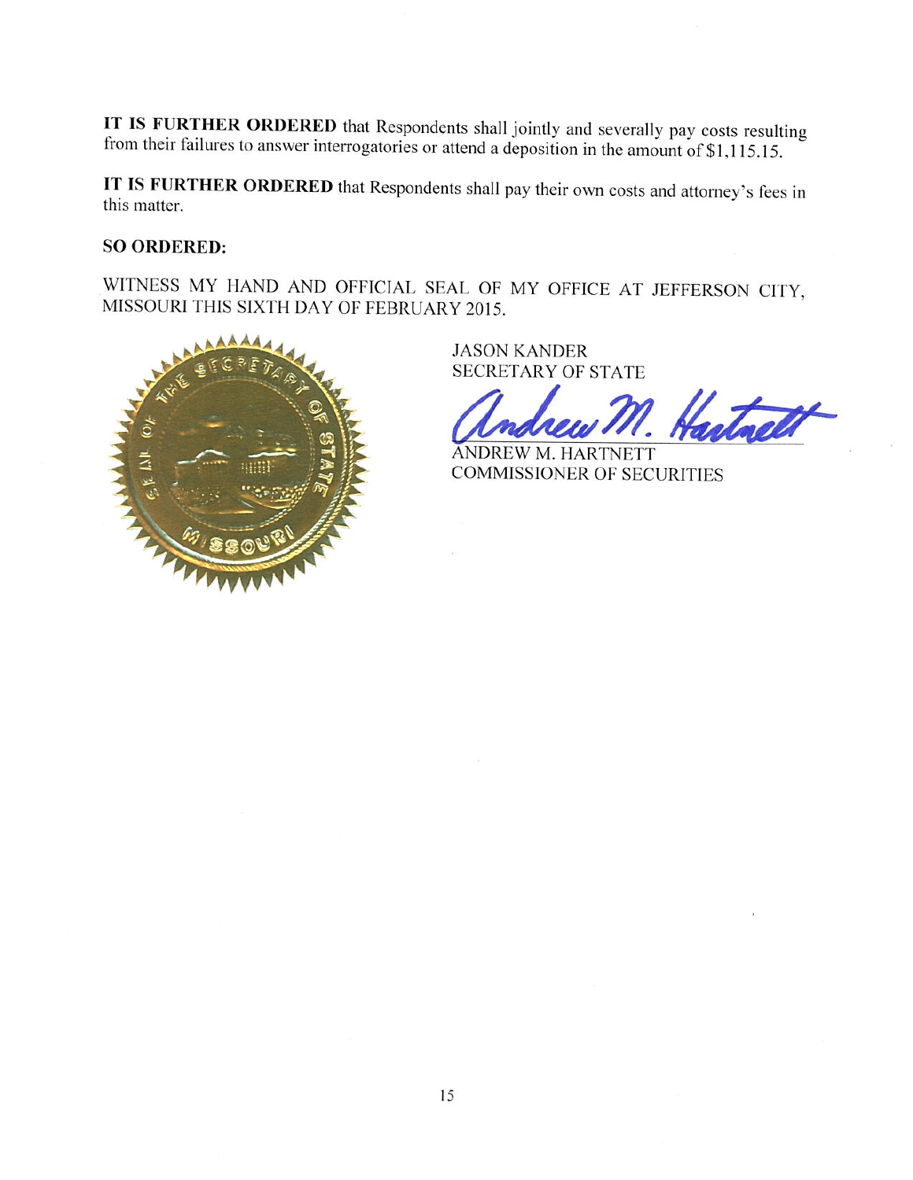**IT IS FURTHER ORDERED** that Respondents shall jointly and severally pay costs resulting from their failures to answer interrogatories or attend a deposition in the amount of $1,115.15.

**IT IS FURTHER ORDERED** that Respondents shall pay their own costs and attorney's fees in this matter.

**SO ORDERED:**

WITNESS MY HAND AND OFFICIAL SEAL OF MY OFFICE AT JEFFERSON CITY, MISSOURI THIS SIXTH DAY OF FEBRUARY 2015.

SEAL OF THE SECRETARY OF STATE MISSOURI

JASON KANDER
SECRETARY OF STATE

Andrew M. Hartnett

ANDREW M. HARTNETT
COMMISSIONER OF SECURITIES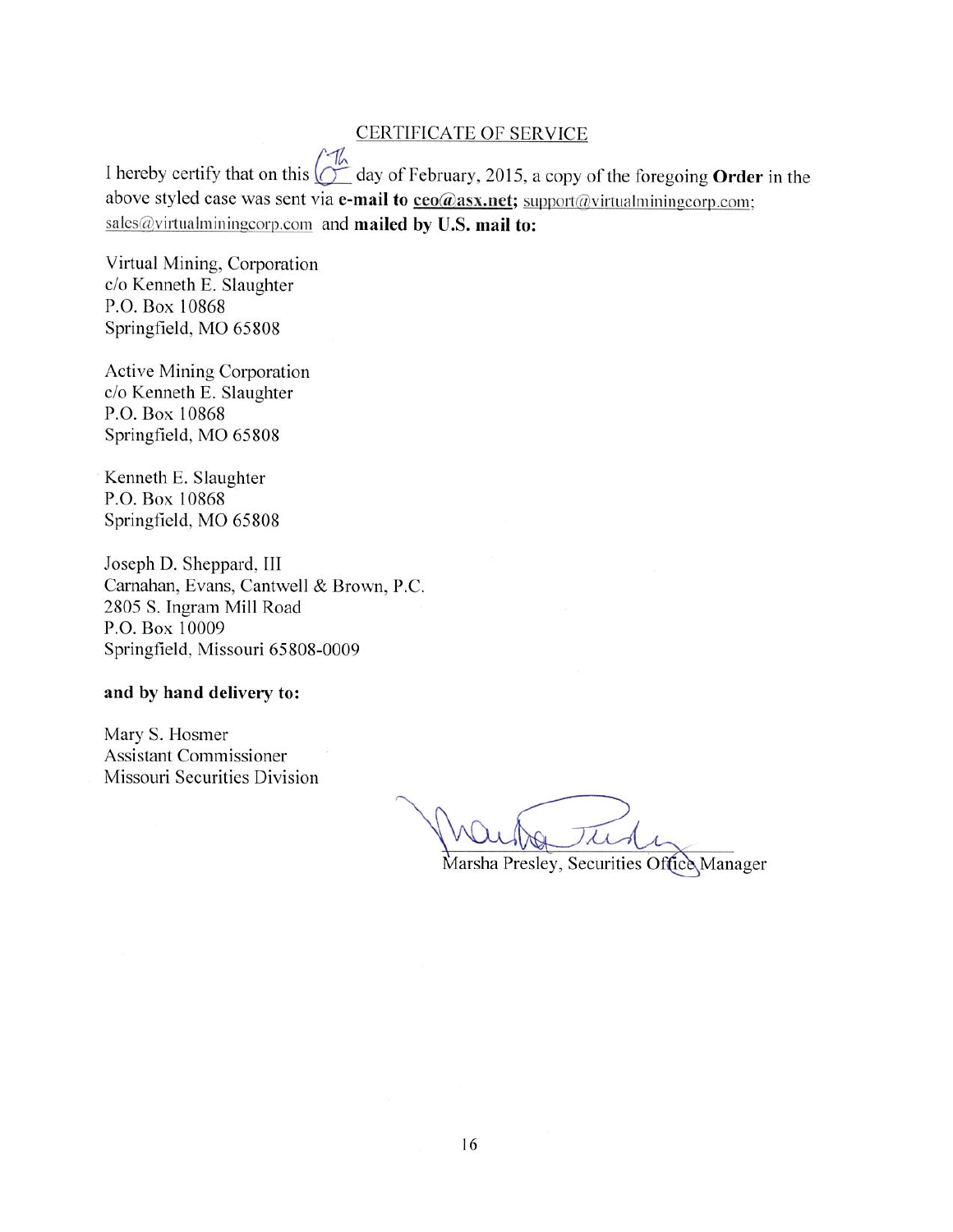## CERTIFICATE OF SERVICE

I hereby certify that on this 6th day of February, 2015, a copy of the foregoing **Order** in the above styled case was sent via **e-mail to ceo@asx.net;** support@virtualminingcorp.com; sales@virtualminingcorp.com and **mailed by U.S. mail to:**

Virtual Mining, Corporation
c/o Kenneth E. Slaughter
P.O. Box 10868
Springfield, MO 65808

Active Mining Corporation
c/o Kenneth E. Slaughter
P.O. Box 10868
Springfield, MO 65808

Kenneth E. Slaughter
P.O. Box 10868
Springfield, MO 65808

Joseph D. Sheppard, III
Carnahan, Evans, Cantwell & Brown, P.C.
2805 S. Ingram Mill Road
P.O. Box 10009
Springfield, Missouri 65808-0009

**and by hand delivery to:**

Mary S. Hosmer
Assistant Commissioner
Missouri Securities Division

Marsha Presley, Securities Office Manager